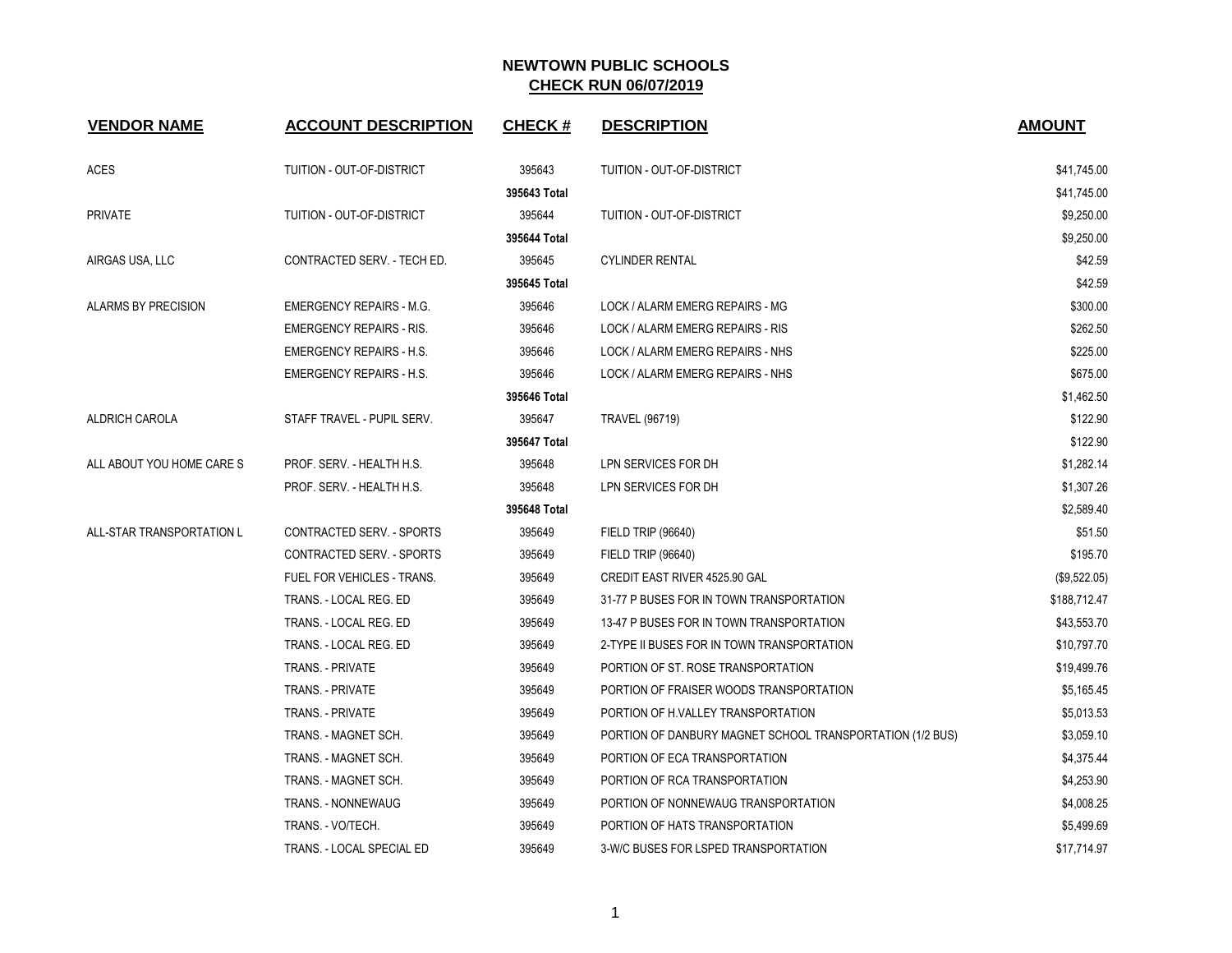# NEWTOWN PUBLIC SCHOOLS

## CHECK RUN 06/07/2019

| VENDOR NAME | ACCOUNT DESCRIPTION | CHECK # | DESCRIPTION | AMOUNT |
|---|---|---|---|---|
| ACES | TUITION - OUT-OF-DISTRICT | 395643 | TUITION - OUT-OF-DISTRICT | $41,745.00 |
| | | **395643 Total** | | $41,745.00 |
| PRIVATE | TUITION - OUT-OF-DISTRICT | 395644 | TUITION - OUT-OF-DISTRICT | $9,250.00 |
| | | **395644 Total** | | $9,250.00 |
| AIRGAS USA, LLC | CONTRACTED SERV. - TECH ED. | 395645 | CYLINDER RENTAL | $42.59 |
| | | **395645 Total** | | $42.59 |
| ALARMS BY PRECISION | EMERGENCY REPAIRS - M.G. | 395646 | LOCK / ALARM EMERG REPAIRS - MG | $300.00 |
| | EMERGENCY REPAIRS - RIS. | 395646 | LOCK / ALARM EMERG REPAIRS - RIS | $262.50 |
| | EMERGENCY REPAIRS - H.S. | 395646 | LOCK / ALARM EMERG REPAIRS - NHS | $225.00 |
| | EMERGENCY REPAIRS - H.S. | 395646 | LOCK / ALARM EMERG REPAIRS - NHS | $675.00 |
| | | **395646 Total** | | $1,462.50 |
| ALDRICH CAROLA | STAFF TRAVEL - PUPIL SERV. | 395647 | TRAVEL (96719) | $122.90 |
| | | **395647 Total** | | $122.90 |
| ALL ABOUT YOU HOME CARE S | PROF. SERV. - HEALTH H.S. | 395648 | LPN SERVICES FOR DH | $1,282.14 |
| | PROF. SERV. - HEALTH H.S. | 395648 | LPN SERVICES FOR DH | $1,307.26 |
| | | **395648 Total** | | $2,589.40 |
| ALL-STAR TRANSPORTATION L | CONTRACTED SERV. - SPORTS | 395649 | FIELD TRIP (96640) | $51.50 |
| | CONTRACTED SERV. - SPORTS | 395649 | FIELD TRIP (96640) | $195.70 |
| | FUEL FOR VEHICLES - TRANS. | 395649 | CREDIT EAST RIVER 4525.90 GAL | ($9,522.05) |
| | TRANS. - LOCAL REG. ED | 395649 | 31-77 P BUSES FOR IN TOWN TRANSPORTATION | $188,712.47 |
| | TRANS. - LOCAL REG. ED | 395649 | 13-47 P BUSES FOR IN TOWN TRANSPORTATION | $43,553.70 |
| | TRANS. - LOCAL REG. ED | 395649 | 2-TYPE II BUSES FOR IN TOWN TRANSPORTATION | $10,797.70 |
| | TRANS. - PRIVATE | 395649 | PORTION OF ST. ROSE TRANSPORTATION | $19,499.76 |
| | TRANS. - PRIVATE | 395649 | PORTION OF FRAISER WOODS TRANSPORTATION | $5,165.45 |
| | TRANS. - PRIVATE | 395649 | PORTION OF H.VALLEY TRANSPORTATION | $5,013.53 |
| | TRANS. - MAGNET SCH. | 395649 | PORTION OF DANBURY MAGNET SCHOOL TRANSPORTATION (1/2 BUS) | $3,059.10 |
| | TRANS. - MAGNET SCH. | 395649 | PORTION OF ECA TRANSPORTATION | $4,375.44 |
| | TRANS. - MAGNET SCH. | 395649 | PORTION OF RCA TRANSPORTATION | $4,253.90 |
| | TRANS. - NONNEWAUG | 395649 | PORTION OF NONNEWAUG TRANSPORTATION | $4,008.25 |
| | TRANS. - VO/TECH. | 395649 | PORTION OF HATS TRANSPORTATION | $5,499.69 |
| | TRANS. - LOCAL SPECIAL ED | 395649 | 3-W/C BUSES FOR LSPED TRANSPORTATION | $17,714.97 |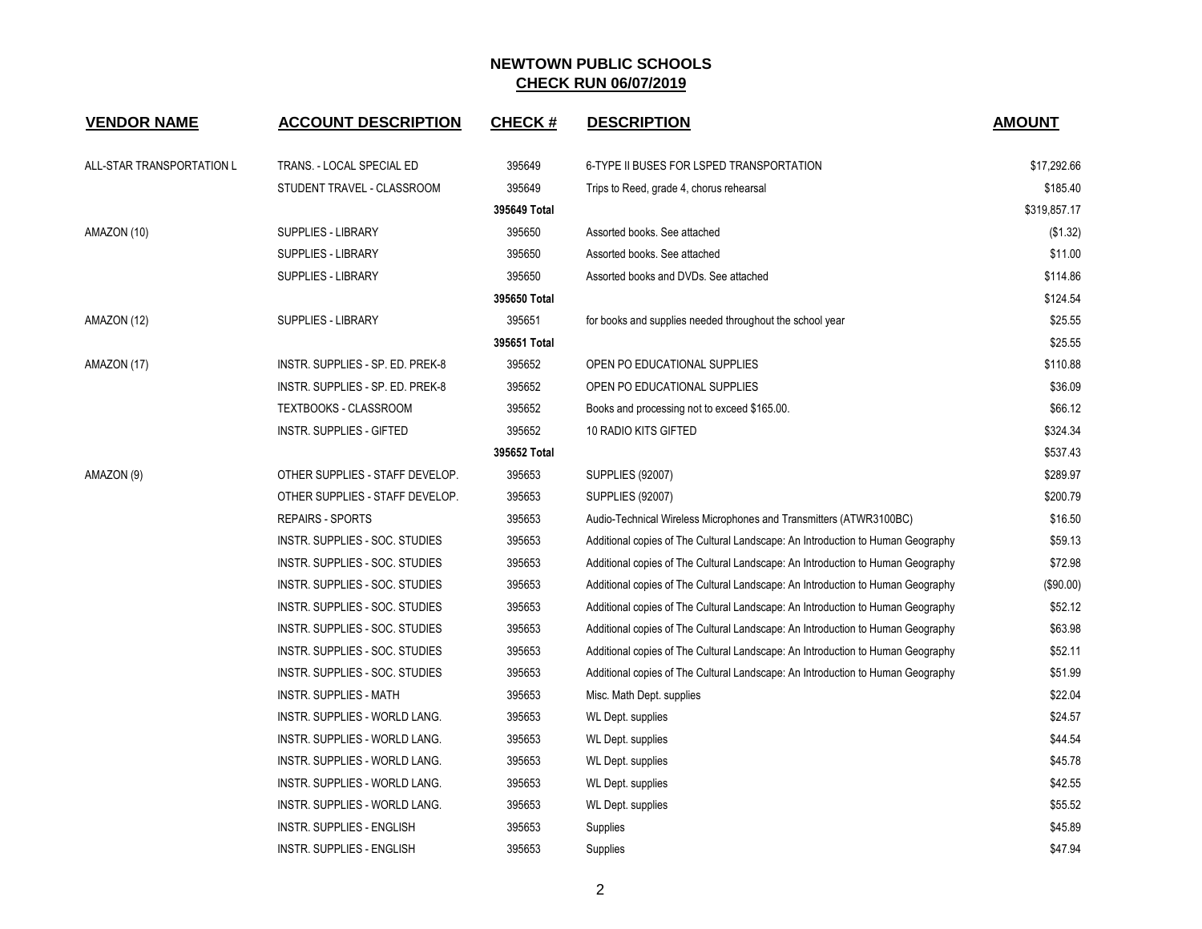# NEWTOWN PUBLIC SCHOOLS

## CHECK RUN 06/07/2019

| VENDOR NAME | ACCOUNT DESCRIPTION | CHECK # | DESCRIPTION | AMOUNT |
|---|---|---|---|---|
| ALL-STAR TRANSPORTATION L | TRANS. - LOCAL SPECIAL ED | 395649 | 6-TYPE II BUSES FOR LSPED TRANSPORTATION | $17,292.66 |
| | STUDENT TRAVEL - CLASSROOM | 395649 | Trips to Reed, grade 4, chorus rehearsal | $185.40 |
| | | 395649 Total | | $319,857.17 |
| AMAZON (10) | SUPPLIES - LIBRARY | 395650 | Assorted books. See attached | ($1.32) |
| | SUPPLIES - LIBRARY | 395650 | Assorted books. See attached | $11.00 |
| | SUPPLIES - LIBRARY | 395650 | Assorted books and DVDs. See attached | $114.86 |
| | | 395650 Total | | $124.54 |
| AMAZON (12) | SUPPLIES - LIBRARY | 395651 | for books and supplies needed throughout the school year | $25.55 |
| | | 395651 Total | | $25.55 |
| AMAZON (17) | INSTR. SUPPLIES - SP. ED. PREK-8 | 395652 | OPEN PO EDUCATIONAL SUPPLIES | $110.88 |
| | INSTR. SUPPLIES - SP. ED. PREK-8 | 395652 | OPEN PO EDUCATIONAL SUPPLIES | $36.09 |
| | TEXTBOOKS - CLASSROOM | 395652 | Books and processing not to exceed $165.00. | $66.12 |
| | INSTR. SUPPLIES - GIFTED | 395652 | 10 RADIO KITS GIFTED | $324.34 |
| | | 395652 Total | | $537.43 |
| AMAZON (9) | OTHER SUPPLIES - STAFF DEVELOP. | 395653 | SUPPLIES (92007) | $289.97 |
| | OTHER SUPPLIES - STAFF DEVELOP. | 395653 | SUPPLIES (92007) | $200.79 |
| | REPAIRS - SPORTS | 395653 | Audio-Technical Wireless Microphones and Transmitters (ATWR3100BC) | $16.50 |
| | INSTR. SUPPLIES - SOC. STUDIES | 395653 | Additional copies of The Cultural Landscape: An Introduction to Human Geography | $59.13 |
| | INSTR. SUPPLIES - SOC. STUDIES | 395653 | Additional copies of The Cultural Landscape: An Introduction to Human Geography | $72.98 |
| | INSTR. SUPPLIES - SOC. STUDIES | 395653 | Additional copies of The Cultural Landscape: An Introduction to Human Geography | ($90.00) |
| | INSTR. SUPPLIES - SOC. STUDIES | 395653 | Additional copies of The Cultural Landscape: An Introduction to Human Geography | $52.12 |
| | INSTR. SUPPLIES - SOC. STUDIES | 395653 | Additional copies of The Cultural Landscape: An Introduction to Human Geography | $63.98 |
| | INSTR. SUPPLIES - SOC. STUDIES | 395653 | Additional copies of The Cultural Landscape: An Introduction to Human Geography | $52.11 |
| | INSTR. SUPPLIES - SOC. STUDIES | 395653 | Additional copies of The Cultural Landscape: An Introduction to Human Geography | $51.99 |
| | INSTR. SUPPLIES - MATH | 395653 | Misc. Math Dept. supplies | $22.04 |
| | INSTR. SUPPLIES - WORLD LANG. | 395653 | WL Dept. supplies | $24.57 |
| | INSTR. SUPPLIES - WORLD LANG. | 395653 | WL Dept. supplies | $44.54 |
| | INSTR. SUPPLIES - WORLD LANG. | 395653 | WL Dept. supplies | $45.78 |
| | INSTR. SUPPLIES - WORLD LANG. | 395653 | WL Dept. supplies | $42.55 |
| | INSTR. SUPPLIES - WORLD LANG. | 395653 | WL Dept. supplies | $55.52 |
| | INSTR. SUPPLIES - ENGLISH | 395653 | Supplies | $45.89 |
| | INSTR. SUPPLIES - ENGLISH | 395653 | Supplies | $47.94 |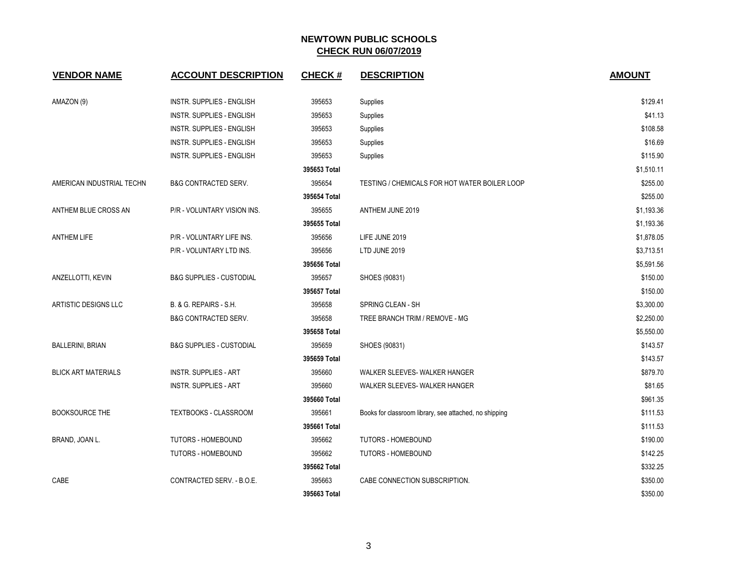# NEWTOWN PUBLIC SCHOOLS

## CHECK RUN 06/07/2019

| VENDOR NAME | ACCOUNT DESCRIPTION | CHECK # | DESCRIPTION | AMOUNT |
|---|---|---|---|---|
| AMAZON (9) | INSTR. SUPPLIES - ENGLISH | 395653 | Supplies | $129.41 |
| | INSTR. SUPPLIES - ENGLISH | 395653 | Supplies | $41.13 |
| | INSTR. SUPPLIES - ENGLISH | 395653 | Supplies | $108.58 |
| | INSTR. SUPPLIES - ENGLISH | 395653 | Supplies | $16.69 |
| | INSTR. SUPPLIES - ENGLISH | 395653 | Supplies | $115.90 |
| | | **395653 Total** | | $1,510.11 |
| AMERICAN INDUSTRIAL TECHN | B&G CONTRACTED SERV. | 395654 | TESTING / CHEMICALS FOR HOT WATER BOILER LOOP | $255.00 |
| | | **395654 Total** | | $255.00 |
| ANTHEM BLUE CROSS AN | P/R - VOLUNTARY VISION INS. | 395655 | ANTHEM JUNE 2019 | $1,193.36 |
| | | **395655 Total** | | $1,193.36 |
| ANTHEM LIFE | P/R - VOLUNTARY LIFE INS. | 395656 | LIFE JUNE 2019 | $1,878.05 |
| | P/R - VOLUNTARY LTD INS. | 395656 | LTD JUNE 2019 | $3,713.51 |
| | | **395656 Total** | | $5,591.56 |
| ANZELLOTTI, KEVIN | B&G SUPPLIES - CUSTODIAL | 395657 | SHOES (90831) | $150.00 |
| | | **395657 Total** | | $150.00 |
| ARTISTIC DESIGNS LLC | B. & G. REPAIRS - S.H. | 395658 | SPRING CLEAN - SH | $3,300.00 |
| | B&G CONTRACTED SERV. | 395658 | TREE BRANCH TRIM / REMOVE - MG | $2,250.00 |
| | | **395658 Total** | | $5,550.00 |
| BALLERINI, BRIAN | B&G SUPPLIES - CUSTODIAL | 395659 | SHOES (90831) | $143.57 |
| | | **395659 Total** | | $143.57 |
| BLICK ART MATERIALS | INSTR. SUPPLIES - ART | 395660 | WALKER SLEEVES- WALKER HANGER | $879.70 |
| | INSTR. SUPPLIES - ART | 395660 | WALKER SLEEVES- WALKER HANGER | $81.65 |
| | | **395660 Total** | | $961.35 |
| BOOKSOURCE THE | TEXTBOOKS - CLASSROOM | 395661 | Books for classroom library, see attached, no shipping | $111.53 |
| | | **395661 Total** | | $111.53 |
| BRAND, JOAN L. | TUTORS - HOMEBOUND | 395662 | TUTORS - HOMEBOUND | $190.00 |
| | TUTORS - HOMEBOUND | 395662 | TUTORS - HOMEBOUND | $142.25 |
| | | **395662 Total** | | $332.25 |
| CABE | CONTRACTED SERV. - B.O.E. | 395663 | CABE CONNECTION SUBSCRIPTION. | $350.00 |
| | | **395663 Total** | | $350.00 |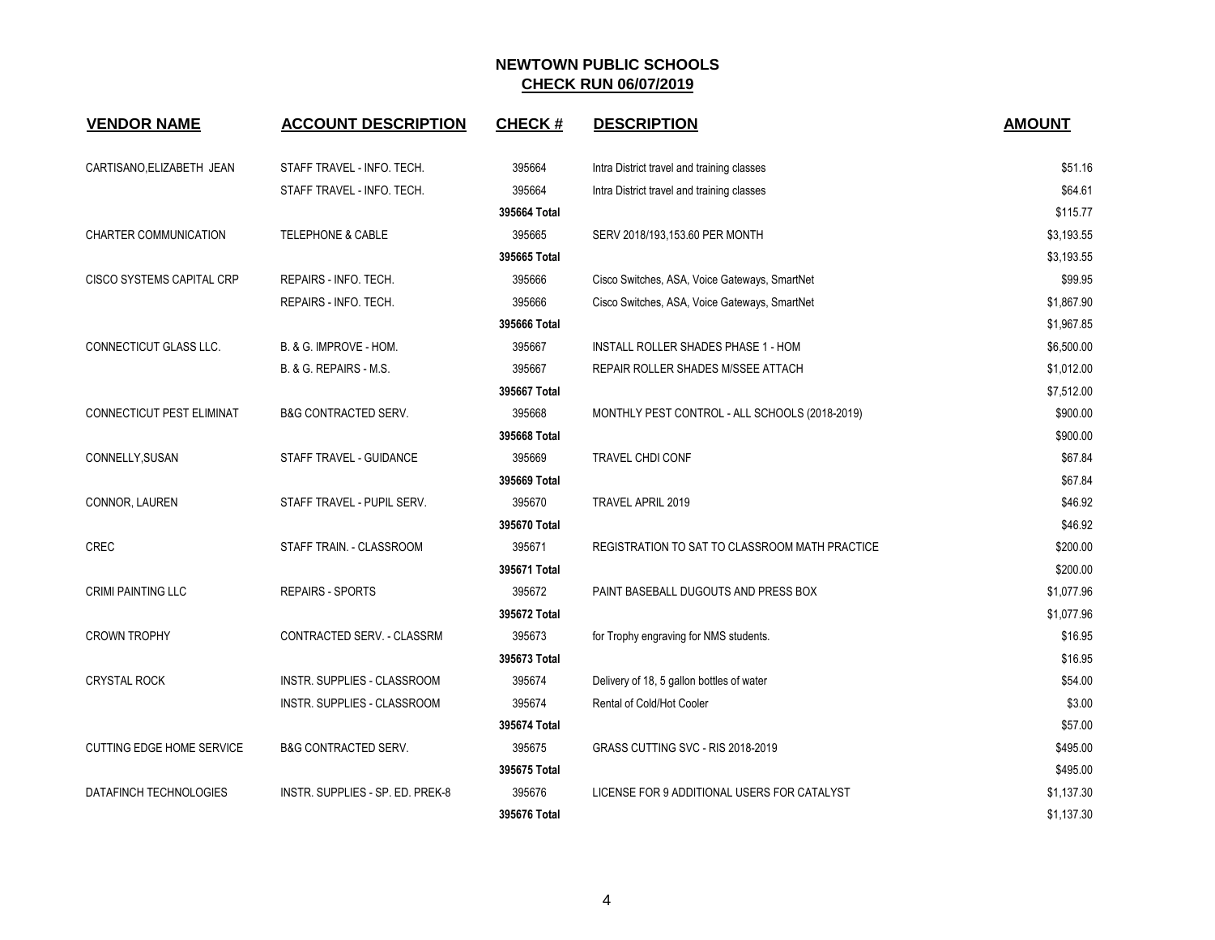# NEWTOWN PUBLIC SCHOOLS

## CHECK RUN 06/07/2019

| VENDOR NAME | ACCOUNT DESCRIPTION | CHECK # | DESCRIPTION | AMOUNT |
|---|---|---|---|---|
| CARTISANO,ELIZABETH JEAN | STAFF TRAVEL - INFO. TECH. | 395664 | Intra District travel and training classes | $51.16 |
| | STAFF TRAVEL - INFO. TECH. | 395664 | Intra District travel and training classes | $64.61 |
| | | 395664 Total | | $115.77 |
| CHARTER COMMUNICATION | TELEPHONE & CABLE | 395665 | SERV 2018/193,153.60 PER MONTH | $3,193.55 |
| | | 395665 Total | | $3,193.55 |
| CISCO SYSTEMS CAPITAL CRP | REPAIRS - INFO. TECH. | 395666 | Cisco Switches, ASA, Voice Gateways, SmartNet | $99.95 |
| | REPAIRS - INFO. TECH. | 395666 | Cisco Switches, ASA, Voice Gateways, SmartNet | $1,867.90 |
| | | 395666 Total | | $1,967.85 |
| CONNECTICUT GLASS LLC. | B. & G. IMPROVE - HOM. | 395667 | INSTALL ROLLER SHADES PHASE 1 - HOM | $6,500.00 |
| | B. & G. REPAIRS - M.S. | 395667 | REPAIR ROLLER SHADES M/SSEE ATTACH | $1,012.00 |
| | | 395667 Total | | $7,512.00 |
| CONNECTICUT PEST ELIMINAT | B&G CONTRACTED SERV. | 395668 | MONTHLY PEST CONTROL - ALL SCHOOLS (2018-2019) | $900.00 |
| | | 395668 Total | | $900.00 |
| CONNELLY,SUSAN | STAFF TRAVEL - GUIDANCE | 395669 | TRAVEL CHDI CONF | $67.84 |
| | | 395669 Total | | $67.84 |
| CONNOR, LAUREN | STAFF TRAVEL - PUPIL SERV. | 395670 | TRAVEL APRIL 2019 | $46.92 |
| | | 395670 Total | | $46.92 |
| CREC | STAFF TRAIN. - CLASSROOM | 395671 | REGISTRATION TO SAT TO CLASSROOM MATH PRACTICE | $200.00 |
| | | 395671 Total | | $200.00 |
| CRIMI PAINTING LLC | REPAIRS - SPORTS | 395672 | PAINT BASEBALL DUGOUTS AND PRESS BOX | $1,077.96 |
| | | 395672 Total | | $1,077.96 |
| CROWN TROPHY | CONTRACTED SERV. - CLASSRM | 395673 | for Trophy engraving for NMS students. | $16.95 |
| | | 395673 Total | | $16.95 |
| CRYSTAL ROCK | INSTR. SUPPLIES - CLASSROOM | 395674 | Delivery of 18, 5 gallon bottles of water | $54.00 |
| | INSTR. SUPPLIES - CLASSROOM | 395674 | Rental of Cold/Hot Cooler | $3.00 |
| | | 395674 Total | | $57.00 |
| CUTTING EDGE HOME SERVICE | B&G CONTRACTED SERV. | 395675 | GRASS CUTTING SVC - RIS 2018-2019 | $495.00 |
| | | 395675 Total | | $495.00 |
| DATAFINCH TECHNOLOGIES | INSTR. SUPPLIES - SP. ED. PREK-8 | 395676 | LICENSE FOR 9 ADDITIONAL USERS FOR CATALYST | $1,137.30 |
| | | 395676 Total | | $1,137.30 |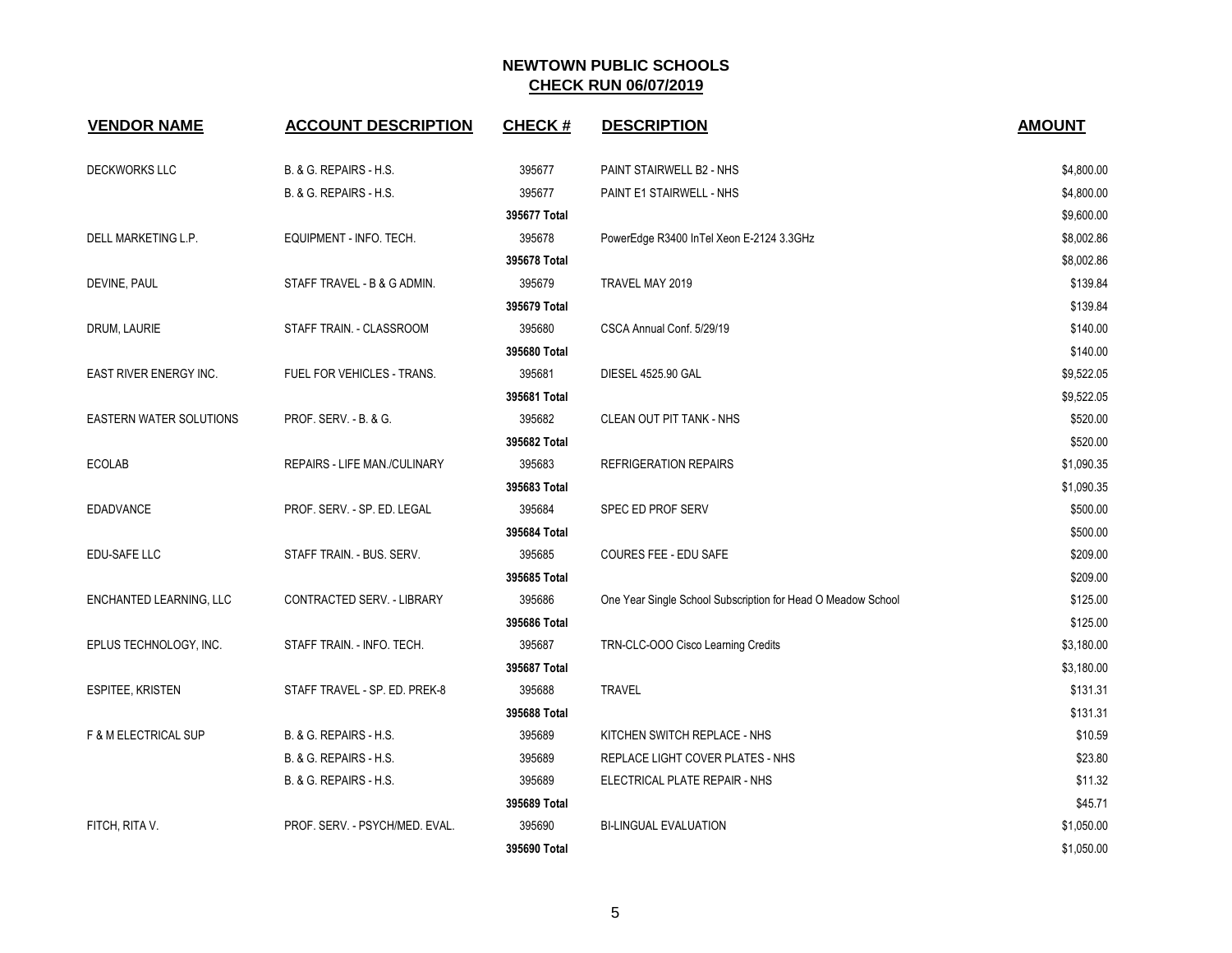# NEWTOWN PUBLIC SCHOOLS
## CHECK RUN 06/07/2019

| VENDOR NAME | ACCOUNT DESCRIPTION | CHECK # | DESCRIPTION | AMOUNT |
|---|---|---|---|---|
| DECKWORKS LLC | B. & G. REPAIRS - H.S. | 395677 | PAINT STAIRWELL B2 - NHS | $4,800.00 |
| | B. & G. REPAIRS - H.S. | 395677 | PAINT E1 STAIRWELL - NHS | $4,800.00 |
| | | **395677 Total** | | $9,600.00 |
| DELL MARKETING L.P. | EQUIPMENT - INFO. TECH. | 395678 | PowerEdge R3400 InTel Xeon E-2124 3.3GHz | $8,002.86 |
| | | **395678 Total** | | $8,002.86 |
| DEVINE, PAUL | STAFF TRAVEL - B & G ADMIN. | 395679 | TRAVEL MAY 2019 | $139.84 |
| | | **395679 Total** | | $139.84 |
| DRUM, LAURIE | STAFF TRAIN. - CLASSROOM | 395680 | CSCA Annual Conf. 5/29/19 | $140.00 |
| | | **395680 Total** | | $140.00 |
| EAST RIVER ENERGY INC. | FUEL FOR VEHICLES - TRANS. | 395681 | DIESEL 4525.90 GAL | $9,522.05 |
| | | **395681 Total** | | $9,522.05 |
| EASTERN WATER SOLUTIONS | PROF. SERV. - B. & G. | 395682 | CLEAN OUT PIT TANK - NHS | $520.00 |
| | | **395682 Total** | | $520.00 |
| ECOLAB | REPAIRS - LIFE MAN./CULINARY | 395683 | REFRIGERATION REPAIRS | $1,090.35 |
| | | **395683 Total** | | $1,090.35 |
| EDADVANCE | PROF. SERV. - SP. ED. LEGAL | 395684 | SPEC ED PROF SERV | $500.00 |
| | | **395684 Total** | | $500.00 |
| EDU-SAFE LLC | STAFF TRAIN. - BUS. SERV. | 395685 | COURES FEE - EDU SAFE | $209.00 |
| | | **395685 Total** | | $209.00 |
| ENCHANTED LEARNING, LLC | CONTRACTED SERV. - LIBRARY | 395686 | One Year Single School Subscription for Head O Meadow School | $125.00 |
| | | **395686 Total** | | $125.00 |
| EPLUS TECHNOLOGY, INC. | STAFF TRAIN. - INFO. TECH. | 395687 | TRN-CLC-OOO Cisco Learning Credits | $3,180.00 |
| | | **395687 Total** | | $3,180.00 |
| ESPITEE, KRISTEN | STAFF TRAVEL - SP. ED. PREK-8 | 395688 | TRAVEL | $131.31 |
| | | **395688 Total** | | $131.31 |
| F & M ELECTRICAL SUP | B. & G. REPAIRS - H.S. | 395689 | KITCHEN SWITCH REPLACE - NHS | $10.59 |
| | B. & G. REPAIRS - H.S. | 395689 | REPLACE LIGHT COVER PLATES - NHS | $23.80 |
| | B. & G. REPAIRS - H.S. | 395689 | ELECTRICAL PLATE REPAIR - NHS | $11.32 |
| | | **395689 Total** | | $45.71 |
| FITCH, RITA V. | PROF. SERV. - PSYCH/MED. EVAL. | 395690 | BI-LINGUAL EVALUATION | $1,050.00 |
| | | **395690 Total** | | $1,050.00 |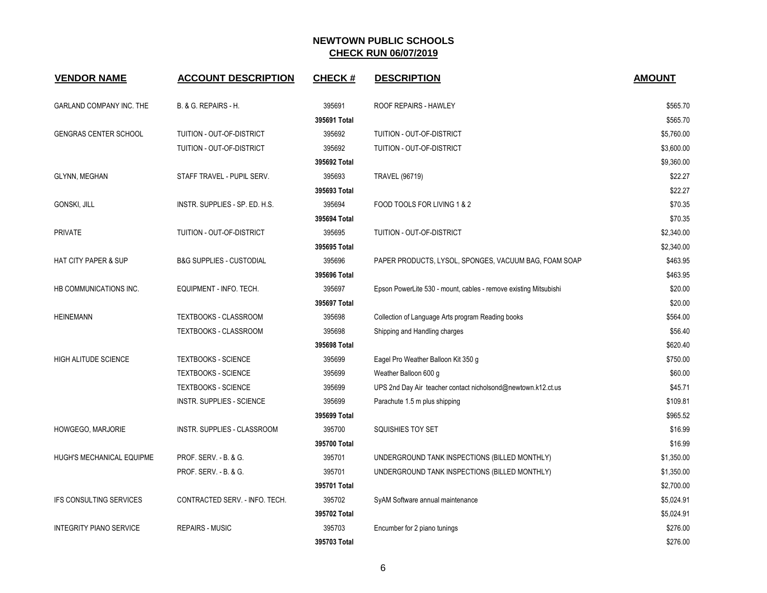# NEWTOWN PUBLIC SCHOOLS

## CHECK RUN 06/07/2019

| VENDOR NAME | ACCOUNT DESCRIPTION | CHECK # | DESCRIPTION | AMOUNT |
|---|---|---|---|---|
| GARLAND COMPANY INC. THE | B. & G. REPAIRS - H. | 395691 | ROOF REPAIRS - HAWLEY | $565.70 |
| | | **395691 Total** | | $565.70 |
| GENGRAS CENTER SCHOOL | TUITION - OUT-OF-DISTRICT | 395692 | TUITION - OUT-OF-DISTRICT | $5,760.00 |
| | TUITION - OUT-OF-DISTRICT | 395692 | TUITION - OUT-OF-DISTRICT | $3,600.00 |
| | | **395692 Total** | | $9,360.00 |
| GLYNN, MEGHAN | STAFF TRAVEL - PUPIL SERV. | 395693 | TRAVEL (96719) | $22.27 |
| | | **395693 Total** | | $22.27 |
| GONSKI, JILL | INSTR. SUPPLIES - SP. ED. H.S. | 395694 | FOOD TOOLS FOR LIVING 1 & 2 | $70.35 |
| | | **395694 Total** | | $70.35 |
| PRIVATE | TUITION - OUT-OF-DISTRICT | 395695 | TUITION - OUT-OF-DISTRICT | $2,340.00 |
| | | **395695 Total** | | $2,340.00 |
| HAT CITY PAPER & SUP | B&G SUPPLIES - CUSTODIAL | 395696 | PAPER PRODUCTS, LYSOL, SPONGES, VACUUM BAG, FOAM SOAP | $463.95 |
| | | **395696 Total** | | $463.95 |
| HB COMMUNICATIONS INC. | EQUIPMENT - INFO. TECH. | 395697 | Epson PowerLite 530 - mount, cables - remove existing Mitsubishi | $20.00 |
| | | **395697 Total** | | $20.00 |
| HEINEMANN | TEXTBOOKS - CLASSROOM | 395698 | Collection of Language Arts program Reading books | $564.00 |
| | TEXTBOOKS - CLASSROOM | 395698 | Shipping and Handling charges | $56.40 |
| | | **395698 Total** | | $620.40 |
| HIGH ALITUDE SCIENCE | TEXTBOOKS - SCIENCE | 395699 | Eagel Pro Weather Balloon Kit 350 g | $750.00 |
| | TEXTBOOKS - SCIENCE | 395699 | Weather Balloon 600 g | $60.00 |
| | TEXTBOOKS - SCIENCE | 395699 | UPS 2nd Day Air teacher contact nicholsond@newtown.k12.ct.us | $45.71 |
| | INSTR. SUPPLIES - SCIENCE | 395699 | Parachute 1.5 m plus shipping | $109.81 |
| | | **395699 Total** | | $965.52 |
| HOWGEGO, MARJORIE | INSTR. SUPPLIES - CLASSROOM | 395700 | SQUISHIES TOY SET | $16.99 |
| | | **395700 Total** | | $16.99 |
| HUGH'S MECHANICAL EQUIPME | PROF. SERV. - B. & G. | 395701 | UNDERGROUND TANK INSPECTIONS (BILLED MONTHLY) | $1,350.00 |
| | PROF. SERV. - B. & G. | 395701 | UNDERGROUND TANK INSPECTIONS (BILLED MONTHLY) | $1,350.00 |
| | | **395701 Total** | | $2,700.00 |
| IFS CONSULTING SERVICES | CONTRACTED SERV. - INFO. TECH. | 395702 | SyAM Software annual maintenance | $5,024.91 |
| | | **395702 Total** | | $5,024.91 |
| INTEGRITY PIANO SERVICE | REPAIRS - MUSIC | 395703 | Encumber for 2 piano tunings | $276.00 |
| | | **395703 Total** | | $276.00 |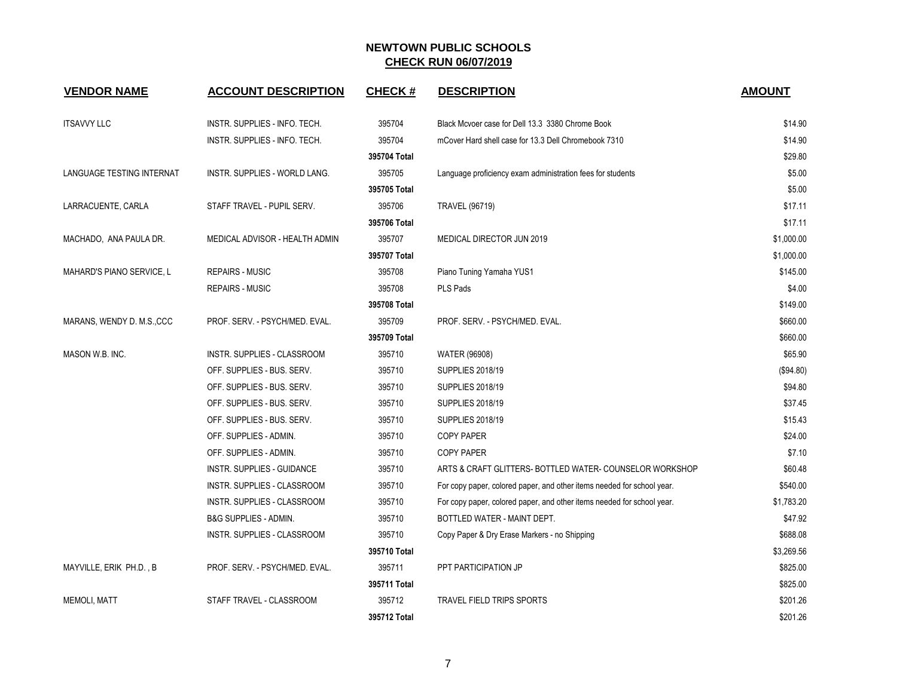# NEWTOWN PUBLIC SCHOOLS

## CHECK RUN 06/07/2019

| VENDOR NAME | ACCOUNT DESCRIPTION | CHECK # | DESCRIPTION | AMOUNT |
|---|---|---|---|---|
| ITSAVVY LLC | INSTR. SUPPLIES - INFO. TECH. | 395704 | Black Mcvoer case for Dell 13.3 3380 Chrome Book | $14.90 |
| | INSTR. SUPPLIES - INFO. TECH. | 395704 | mCover Hard shell case for 13.3 Dell Chromebook 7310 | $14.90 |
| | | **395704 Total** | | $29.80 |
| LANGUAGE TESTING INTERNAT | INSTR. SUPPLIES - WORLD LANG. | 395705 | Language proficiency exam administration fees for students | $5.00 |
| | | **395705 Total** | | $5.00 |
| LARRACUENTE, CARLA | STAFF TRAVEL - PUPIL SERV. | 395706 | TRAVEL (96719) | $17.11 |
| | | **395706 Total** | | $17.11 |
| MACHADO, ANA PAULA DR. | MEDICAL ADVISOR - HEALTH ADMIN | 395707 | MEDICAL DIRECTOR JUN 2019 | $1,000.00 |
| | | **395707 Total** | | $1,000.00 |
| MAHARD'S PIANO SERVICE, L | REPAIRS - MUSIC | 395708 | Piano Tuning Yamaha YUS1 | $145.00 |
| | REPAIRS - MUSIC | 395708 | PLS Pads | $4.00 |
| | | **395708 Total** | | $149.00 |
| MARANS, WENDY D. M.S.,CCC | PROF. SERV. - PSYCH/MED. EVAL. | 395709 | PROF. SERV. - PSYCH/MED. EVAL. | $660.00 |
| | | **395709 Total** | | $660.00 |
| MASON W.B. INC. | INSTR. SUPPLIES - CLASSROOM | 395710 | WATER (96908) | $65.90 |
| | OFF. SUPPLIES - BUS. SERV. | 395710 | SUPPLIES 2018/19 | ($94.80) |
| | OFF. SUPPLIES - BUS. SERV. | 395710 | SUPPLIES 2018/19 | $94.80 |
| | OFF. SUPPLIES - BUS. SERV. | 395710 | SUPPLIES 2018/19 | $37.45 |
| | OFF. SUPPLIES - BUS. SERV. | 395710 | SUPPLIES 2018/19 | $15.43 |
| | OFF. SUPPLIES - ADMIN. | 395710 | COPY PAPER | $24.00 |
| | OFF. SUPPLIES - ADMIN. | 395710 | COPY PAPER | $7.10 |
| | INSTR. SUPPLIES - GUIDANCE | 395710 | ARTS & CRAFT GLITTERS- BOTTLED WATER- COUNSELOR WORKSHOP | $60.48 |
| | INSTR. SUPPLIES - CLASSROOM | 395710 | For copy paper, colored paper, and other items needed for school year. | $540.00 |
| | INSTR. SUPPLIES - CLASSROOM | 395710 | For copy paper, colored paper, and other items needed for school year. | $1,783.20 |
| | B&G SUPPLIES - ADMIN. | 395710 | BOTTLED WATER - MAINT DEPT. | $47.92 |
| | INSTR. SUPPLIES - CLASSROOM | 395710 | Copy Paper & Dry Erase Markers - no Shipping | $688.08 |
| | | **395710 Total** | | $3,269.56 |
| MAYVILLE, ERIK PH.D. , B | PROF. SERV. - PSYCH/MED. EVAL. | 395711 | PPT PARTICIPATION JP | $825.00 |
| | | **395711 Total** | | $825.00 |
| MEMOLI, MATT | STAFF TRAVEL - CLASSROOM | 395712 | TRAVEL FIELD TRIPS SPORTS | $201.26 |
| | | **395712 Total** | | $201.26 |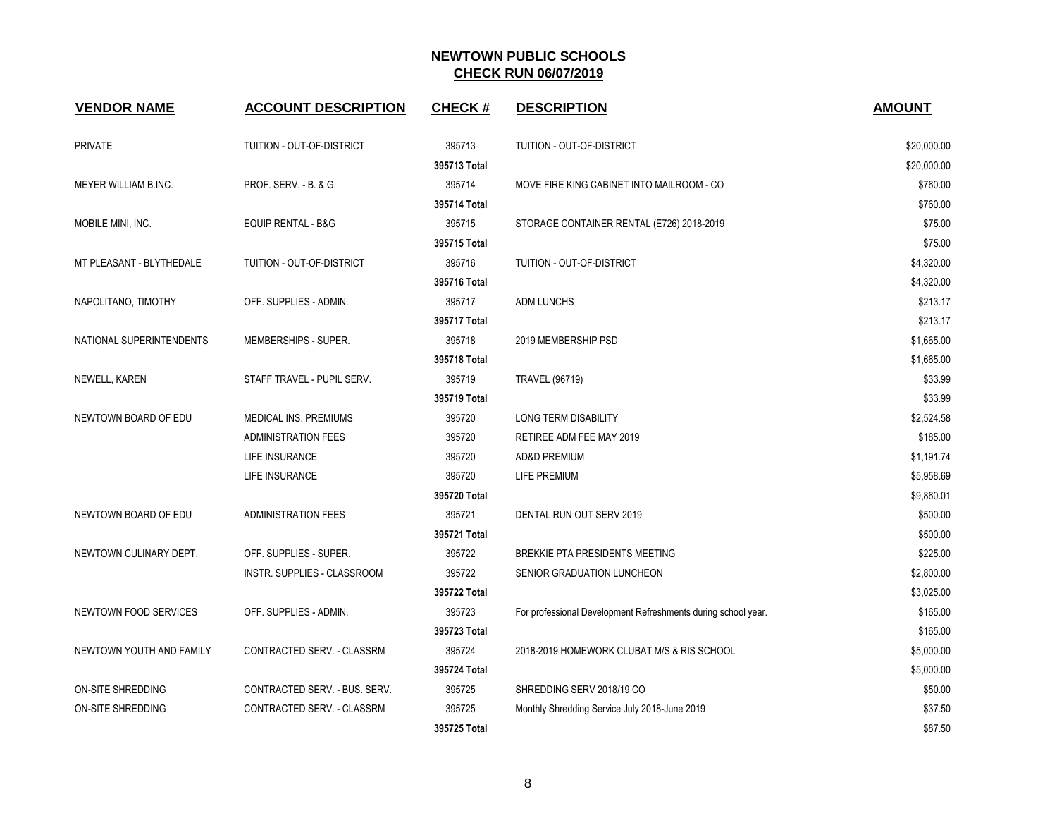# NEWTOWN PUBLIC SCHOOLS

## CHECK RUN 06/07/2019

| VENDOR NAME | ACCOUNT DESCRIPTION | CHECK # | DESCRIPTION | AMOUNT |
|---|---|---|---|---|
| PRIVATE | TUITION - OUT-OF-DISTRICT | 395713 | TUITION - OUT-OF-DISTRICT | $20,000.00 |
| | | **395713 Total** | | $20,000.00 |
| MEYER WILLIAM B.INC. | PROF. SERV. - B. & G. | 395714 | MOVE FIRE KING CABINET INTO MAILROOM - CO | $760.00 |
| | | **395714 Total** | | $760.00 |
| MOBILE MINI, INC. | EQUIP RENTAL - B&G | 395715 | STORAGE CONTAINER RENTAL (E726) 2018-2019 | $75.00 |
| | | **395715 Total** | | $75.00 |
| MT PLEASANT - BLYTHEDALE | TUITION - OUT-OF-DISTRICT | 395716 | TUITION - OUT-OF-DISTRICT | $4,320.00 |
| | | **395716 Total** | | $4,320.00 |
| NAPOLITANO, TIMOTHY | OFF. SUPPLIES - ADMIN. | 395717 | ADM LUNCHS | $213.17 |
| | | **395717 Total** | | $213.17 |
| NATIONAL SUPERINTENDENTS | MEMBERSHIPS - SUPER. | 395718 | 2019 MEMBERSHIP PSD | $1,665.00 |
| | | **395718 Total** | | $1,665.00 |
| NEWELL, KAREN | STAFF TRAVEL - PUPIL SERV. | 395719 | TRAVEL (96719) | $33.99 |
| | | **395719 Total** | | $33.99 |
| NEWTOWN BOARD OF EDU | MEDICAL INS. PREMIUMS | 395720 | LONG TERM DISABILITY | $2,524.58 |
| | ADMINISTRATION FEES | 395720 | RETIREE ADM FEE MAY 2019 | $185.00 |
| | LIFE INSURANCE | 395720 | AD&D PREMIUM | $1,191.74 |
| | LIFE INSURANCE | 395720 | LIFE PREMIUM | $5,958.69 |
| | | **395720 Total** | | $9,860.01 |
| NEWTOWN BOARD OF EDU | ADMINISTRATION FEES | 395721 | DENTAL RUN OUT SERV 2019 | $500.00 |
| | | **395721 Total** | | $500.00 |
| NEWTOWN CULINARY DEPT. | OFF. SUPPLIES - SUPER. | 395722 | BREKKIE PTA PRESIDENTS MEETING | $225.00 |
| | INSTR. SUPPLIES - CLASSROOM | 395722 | SENIOR GRADUATION LUNCHEON | $2,800.00 |
| | | **395722 Total** | | $3,025.00 |
| NEWTOWN FOOD SERVICES | OFF. SUPPLIES - ADMIN. | 395723 | For professional Development Refreshments during school year. | $165.00 |
| | | **395723 Total** | | $165.00 |
| NEWTOWN YOUTH AND FAMILY | CONTRACTED SERV. - CLASSRM | 395724 | 2018-2019 HOMEWORK CLUBAT M/S & RIS SCHOOL | $5,000.00 |
| | | **395724 Total** | | $5,000.00 |
| ON-SITE SHREDDING | CONTRACTED SERV. - BUS. SERV. | 395725 | SHREDDING SERV 2018/19 CO | $50.00 |
| ON-SITE SHREDDING | CONTRACTED SERV. - CLASSRM | 395725 | Monthly Shredding Service July 2018-June 2019 | $37.50 |
| | | **395725 Total** | | $87.50 |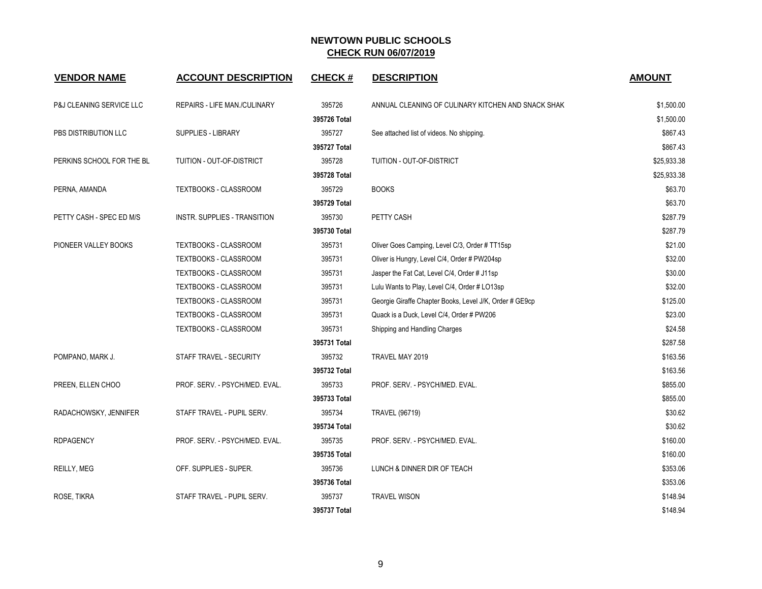# NEWTOWN PUBLIC SCHOOLS
## CHECK RUN 06/07/2019

| VENDOR NAME | ACCOUNT DESCRIPTION | CHECK # | DESCRIPTION | AMOUNT |
|---|---|---|---|---|
| P&J CLEANING SERVICE LLC | REPAIRS - LIFE MAN./CULINARY | 395726 | ANNUAL CLEANING OF CULINARY KITCHEN AND SNACK SHAK | $1,500.00 |
| | | **395726 Total** | | $1,500.00 |
| PBS DISTRIBUTION LLC | SUPPLIES - LIBRARY | 395727 | See attached list of videos. No shipping. | $867.43 |
| | | **395727 Total** | | $867.43 |
| PERKINS SCHOOL FOR THE BL | TUITION - OUT-OF-DISTRICT | 395728 | TUITION - OUT-OF-DISTRICT | $25,933.38 |
| | | **395728 Total** | | $25,933.38 |
| PERNA, AMANDA | TEXTBOOKS - CLASSROOM | 395729 | BOOKS | $63.70 |
| | | **395729 Total** | | $63.70 |
| PETTY CASH - SPEC ED M/S | INSTR. SUPPLIES - TRANSITION | 395730 | PETTY CASH | $287.79 |
| | | **395730 Total** | | $287.79 |
| PIONEER VALLEY BOOKS | TEXTBOOKS - CLASSROOM | 395731 | Oliver Goes Camping, Level C/3, Order # TT15sp | $21.00 |
| | TEXTBOOKS - CLASSROOM | 395731 | Oliver is Hungry, Level C/4, Order # PW204sp | $32.00 |
| | TEXTBOOKS - CLASSROOM | 395731 | Jasper the Fat Cat, Level C/4, Order # J11sp | $30.00 |
| | TEXTBOOKS - CLASSROOM | 395731 | Lulu Wants to Play, Level C/4, Order # LO13sp | $32.00 |
| | TEXTBOOKS - CLASSROOM | 395731 | Georgie Giraffe Chapter Books, Level J/K, Order # GE9cp | $125.00 |
| | TEXTBOOKS - CLASSROOM | 395731 | Quack is a Duck, Level C/4, Order # PW206 | $23.00 |
| | TEXTBOOKS - CLASSROOM | 395731 | Shipping and Handling Charges | $24.58 |
| | | **395731 Total** | | $287.58 |
| POMPANO, MARK J. | STAFF TRAVEL - SECURITY | 395732 | TRAVEL MAY 2019 | $163.56 |
| | | **395732 Total** | | $163.56 |
| PREEN, ELLEN CHOO | PROF. SERV. - PSYCH/MED. EVAL. | 395733 | PROF. SERV. - PSYCH/MED. EVAL. | $855.00 |
| | | **395733 Total** | | $855.00 |
| RADACHOWSKY, JENNIFER | STAFF TRAVEL - PUPIL SERV. | 395734 | TRAVEL (96719) | $30.62 |
| | | **395734 Total** | | $30.62 |
| RDPAGENCY | PROF. SERV. - PSYCH/MED. EVAL. | 395735 | PROF. SERV. - PSYCH/MED. EVAL. | $160.00 |
| | | **395735 Total** | | $160.00 |
| REILLY, MEG | OFF. SUPPLIES - SUPER. | 395736 | LUNCH & DINNER DIR OF TEACH | $353.06 |
| | | **395736 Total** | | $353.06 |
| ROSE, TIKRA | STAFF TRAVEL - PUPIL SERV. | 395737 | TRAVEL WISON | $148.94 |
| | | **395737 Total** | | $148.94 |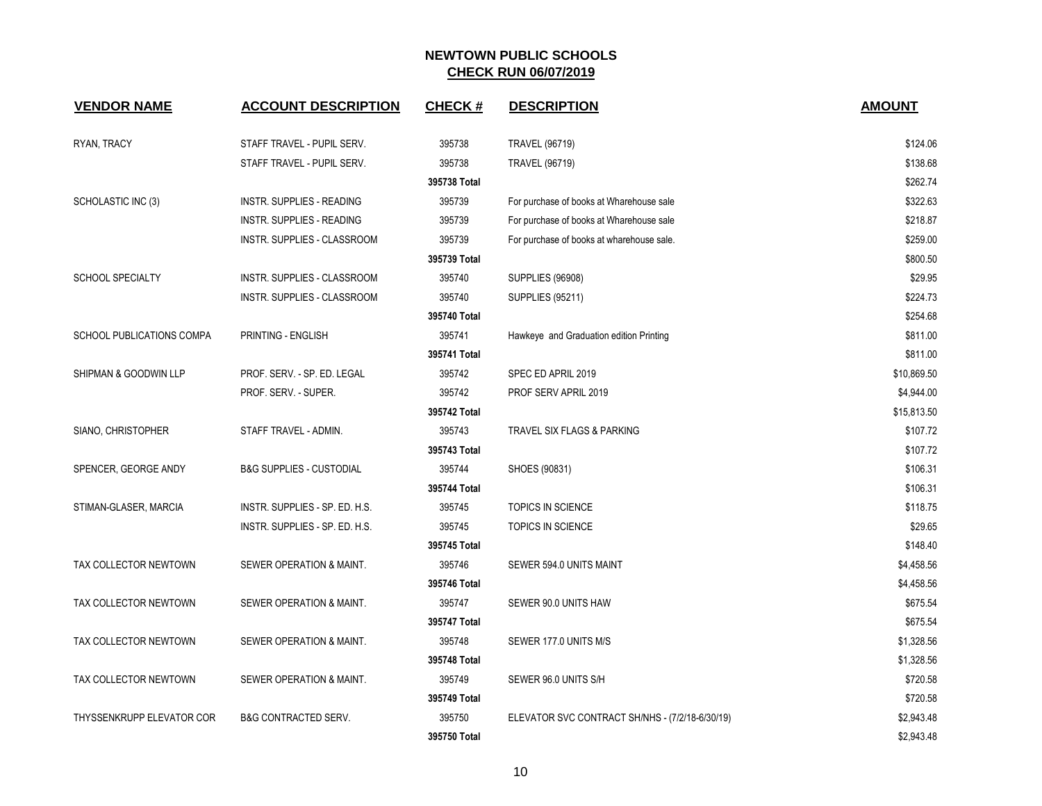# NEWTOWN PUBLIC SCHOOLS
## CHECK RUN 06/07/2019

| VENDOR NAME | ACCOUNT DESCRIPTION | CHECK # | DESCRIPTION | AMOUNT |
|---|---|---|---|---|
| RYAN, TRACY | STAFF TRAVEL - PUPIL SERV. | 395738 | TRAVEL (96719) | $124.06 |
| | STAFF TRAVEL - PUPIL SERV. | 395738 | TRAVEL (96719) | $138.68 |
| | | **395738 Total** | | $262.74 |
| SCHOLASTIC INC (3) | INSTR. SUPPLIES - READING | 395739 | For purchase of books at Wharehouse sale | $322.63 |
| | INSTR. SUPPLIES - READING | 395739 | For purchase of books at Wharehouse sale | $218.87 |
| | INSTR. SUPPLIES - CLASSROOM | 395739 | For purchase of books at wharehouse sale. | $259.00 |
| | | **395739 Total** | | $800.50 |
| SCHOOL SPECIALTY | INSTR. SUPPLIES - CLASSROOM | 395740 | SUPPLIES (96908) | $29.95 |
| | INSTR. SUPPLIES - CLASSROOM | 395740 | SUPPLIES (95211) | $224.73 |
| | | **395740 Total** | | $254.68 |
| SCHOOL PUBLICATIONS COMPA | PRINTING - ENGLISH | 395741 | Hawkeye and Graduation edition Printing | $811.00 |
| | | **395741 Total** | | $811.00 |
| SHIPMAN & GOODWIN LLP | PROF. SERV. - SP. ED. LEGAL | 395742 | SPEC ED APRIL 2019 | $10,869.50 |
| | PROF. SERV. - SUPER. | 395742 | PROF SERV APRIL 2019 | $4,944.00 |
| | | **395742 Total** | | $15,813.50 |
| SIANO, CHRISTOPHER | STAFF TRAVEL - ADMIN. | 395743 | TRAVEL SIX FLAGS & PARKING | $107.72 |
| | | **395743 Total** | | $107.72 |
| SPENCER, GEORGE ANDY | B&G SUPPLIES - CUSTODIAL | 395744 | SHOES (90831) | $106.31 |
| | | **395744 Total** | | $106.31 |
| STIMAN-GLASER, MARCIA | INSTR. SUPPLIES - SP. ED. H.S. | 395745 | TOPICS IN SCIENCE | $118.75 |
| | INSTR. SUPPLIES - SP. ED. H.S. | 395745 | TOPICS IN SCIENCE | $29.65 |
| | | **395745 Total** | | $148.40 |
| TAX COLLECTOR NEWTOWN | SEWER OPERATION & MAINT. | 395746 | SEWER 594.0 UNITS MAINT | $4,458.56 |
| | | **395746 Total** | | $4,458.56 |
| TAX COLLECTOR NEWTOWN | SEWER OPERATION & MAINT. | 395747 | SEWER 90.0 UNITS HAW | $675.54 |
| | | **395747 Total** | | $675.54 |
| TAX COLLECTOR NEWTOWN | SEWER OPERATION & MAINT. | 395748 | SEWER 177.0 UNITS M/S | $1,328.56 |
| | | **395748 Total** | | $1,328.56 |
| TAX COLLECTOR NEWTOWN | SEWER OPERATION & MAINT. | 395749 | SEWER 96.0 UNITS S/H | $720.58 |
| | | **395749 Total** | | $720.58 |
| THYSSENKRUPP ELEVATOR COR | B&G CONTRACTED SERV. | 395750 | ELEVATOR SVC CONTRACT SH/NHS - (7/2/18-6/30/19) | $2,943.48 |
| | | **395750 Total** | | $2,943.48 |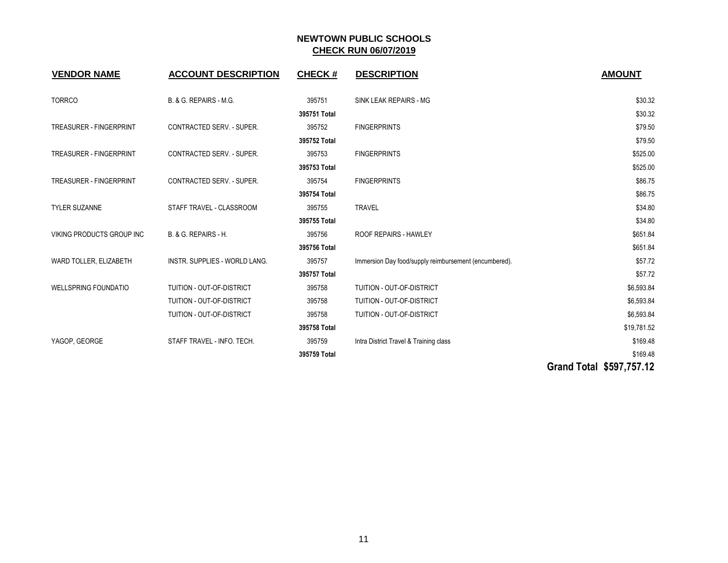# NEWTOWN PUBLIC SCHOOLS
## CHECK RUN 06/07/2019

| VENDOR NAME | ACCOUNT DESCRIPTION | CHECK # | DESCRIPTION | AMOUNT |
|---|---|---|---|---|
| TORRCO | B. & G. REPAIRS - M.G. | 395751 | SINK LEAK REPAIRS - MG | $30.32 |
| | | **395751 Total** | | $30.32 |
| TREASURER - FINGERPRINT | CONTRACTED SERV. - SUPER. | 395752 | FINGERPRINTS | $79.50 |
| | | **395752 Total** | | $79.50 |
| TREASURER - FINGERPRINT | CONTRACTED SERV. - SUPER. | 395753 | FINGERPRINTS | $525.00 |
| | | **395753 Total** | | $525.00 |
| TREASURER - FINGERPRINT | CONTRACTED SERV. - SUPER. | 395754 | FINGERPRINTS | $86.75 |
| | | **395754 Total** | | $86.75 |
| TYLER SUZANNE | STAFF TRAVEL - CLASSROOM | 395755 | TRAVEL | $34.80 |
| | | **395755 Total** | | $34.80 |
| VIKING PRODUCTS GROUP INC | B. & G. REPAIRS - H. | 395756 | ROOF REPAIRS - HAWLEY | $651.84 |
| | | **395756 Total** | | $651.84 |
| WARD TOLLER, ELIZABETH | INSTR. SUPPLIES - WORLD LANG. | 395757 | Immersion Day food/supply reimbursement (encumbered). | $57.72 |
| | | **395757 Total** | | $57.72 |
| WELLSPRING FOUNDATIO | TUITION - OUT-OF-DISTRICT | 395758 | TUITION - OUT-OF-DISTRICT | $6,593.84 |
| | TUITION - OUT-OF-DISTRICT | 395758 | TUITION - OUT-OF-DISTRICT | $6,593.84 |
| | TUITION - OUT-OF-DISTRICT | 395758 | TUITION - OUT-OF-DISTRICT | $6,593.84 |
| | | **395758 Total** | | $19,781.52 |
| YAGOP, GEORGE | STAFF TRAVEL - INFO. TECH. | 395759 | Intra District Travel & Training class | $169.48 |
| | | **395759 Total** | | $169.48 |
| | | | **Grand Total** | **$597,757.12** |